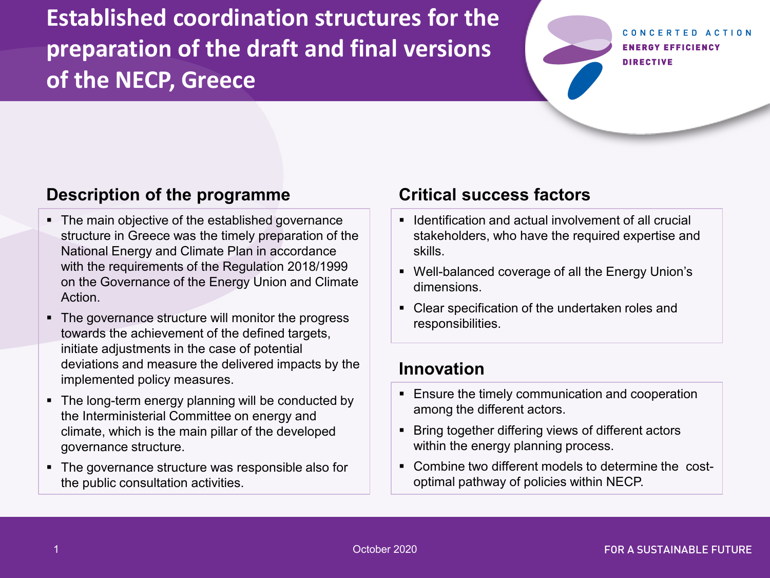# Established coordination structures for the preparation of the draft and final versions of the NECP, Greece

CONCERTED ACTION ENERGY EFFICIENCY DIRECTIVE

## Description of the programme

- The main objective of the established governance structure in Greece was the timely preparation of the National Energy and Climate Plan in accordance with the requirements of the Regulation 2018/1999 on the Governance of the Energy Union and Climate Action.
- The governance structure will monitor the progress towards the achievement of the defined targets, initiate adjustments in the case of potential deviations and measure the delivered impacts by the implemented policy measures.
- The long-term energy planning will be conducted by the Interministerial Committee on energy and climate, which is the main pillar of the developed governance structure.
- The governance structure was responsible also for the public consultation activities.

## Critical success factors

- Identification and actual involvement of all crucial stakeholders, who have the required expertise and skills.
- Well-balanced coverage of all the Energy Union's dimensions.
- Clear specification of the undertaken roles and responsibilities.

## Innovation

- Ensure the timely communication and cooperation among the different actors.
- Bring together differing views of different actors within the energy planning process.
- Combine two different models to determine the cost-optimal pathway of policies within NECP.

October 2020

FOR A SUSTAINABLE FUTURE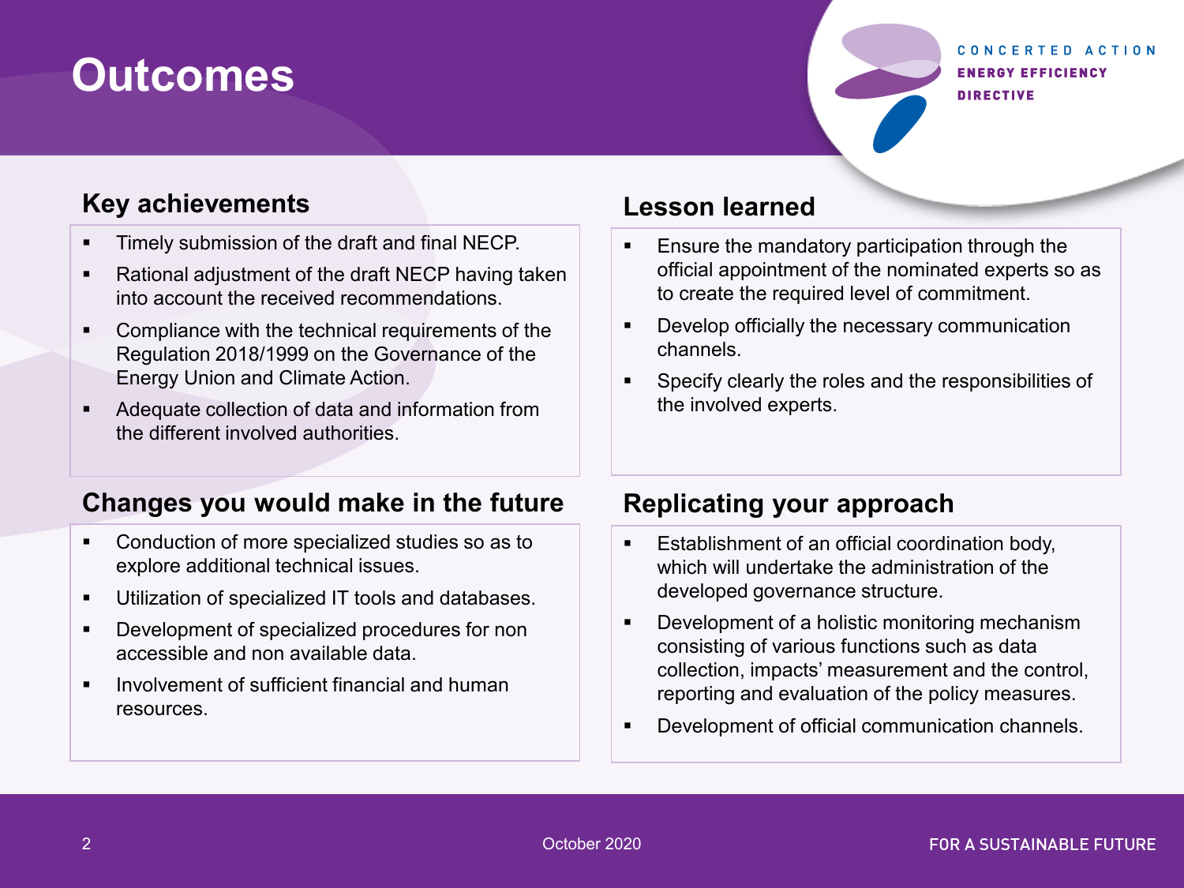# Outcomes

## Key achievements

- Timely submission of the draft and final NECP.
- Rational adjustment of the draft NECP having taken into account the received recommendations.
- Compliance with the technical requirements of the Regulation 2018/1999 on the Governance of the Energy Union and Climate Action.
- Adequate collection of data and information from the different involved authorities.

## Lesson learned

- Ensure the mandatory participation through the official appointment of the nominated experts so as to create the required level of commitment.
- Develop officially the necessary communication channels.
- Specify clearly the roles and the responsibilities of the involved experts.

## Changes you would make in the future

- Conduction of more specialized studies so as to explore additional technical issues.
- Utilization of specialized IT tools and databases.
- Development of specialized procedures for non accessible and non available data.
- Involvement of sufficient financial and human resources.

## Replicating your approach

- Establishment of an official coordination body, which will undertake the administration of the developed governance structure.
- Development of a holistic monitoring mechanism consisting of various functions such as data collection, impacts' measurement and the control, reporting and evaluation of the policy measures.
- Development of official communication channels.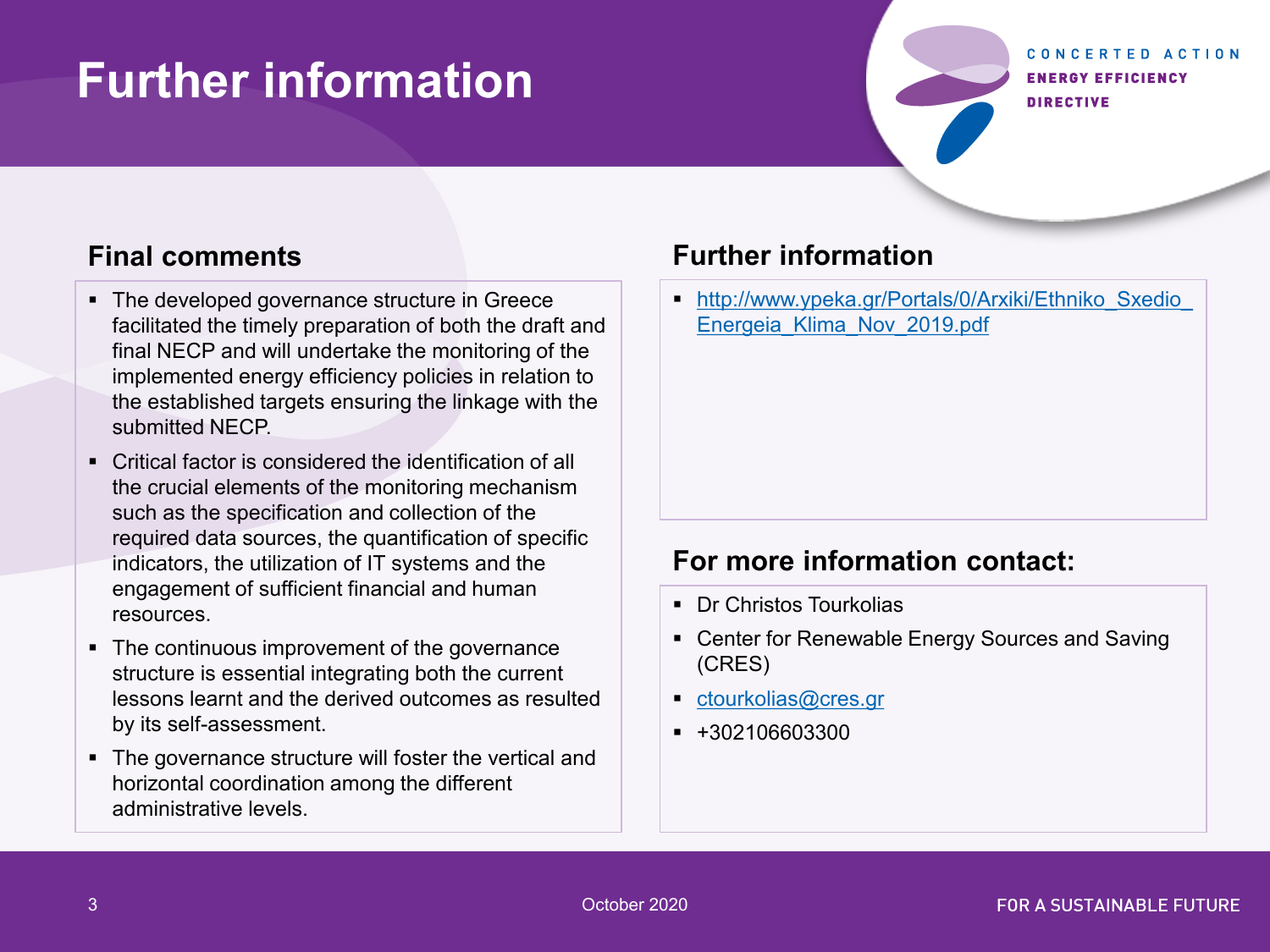# Further information

## Final comments

- The developed governance structure in Greece facilitated the timely preparation of both the draft and final NECP and will undertake the monitoring of the implemented energy efficiency policies in relation to the established targets ensuring the linkage with the submitted NECP.
- Critical factor is considered the identification of all the crucial elements of the monitoring mechanism such as the specification and collection of the required data sources, the quantification of specific indicators, the utilization of IT systems and the engagement of sufficient financial and human resources.
- The continuous improvement of the governance structure is essential integrating both the current lessons learnt and the derived outcomes as resulted by its self-assessment.
- The governance structure will foster the vertical and horizontal coordination among the different administrative levels.

## Further information

- http://www.ypeka.gr/Portals/0/Arxiki/Ethniko_Sxedio_Energeia_Klima_Nov_2019.pdf

## For more information contact:

- Dr Christos Tourkolias
- Center for Renewable Energy Sources and Saving (CRES)
- ctourkolias@cres.gr
- +302106603300